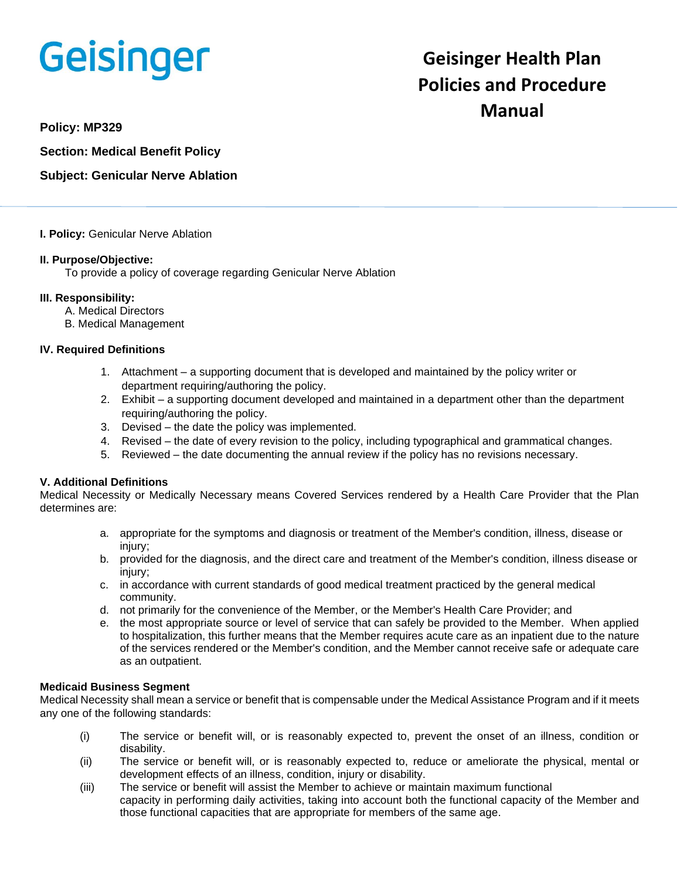# Geisinger

## Geisinger Health Plan Policies and Procedure Manual

**Policy: MP329**

**Section: Medical Benefit Policy**

**Subject: Genicular Nerve Ablation**

---

**I. Policy:** Genicular Nerve Ablation

**II. Purpose/Objective:**
To provide a policy of coverage regarding Genicular Nerve Ablation

**III. Responsibility:**
A. Medical Directors
B. Medical Management

**IV. Required Definitions**

1. Attachment – a supporting document that is developed and maintained by the policy writer or department requiring/authoring the policy.
2. Exhibit – a supporting document developed and maintained in a department other than the department requiring/authoring the policy.
3. Devised – the date the policy was implemented.
4. Revised – the date of every revision to the policy, including typographical and grammatical changes.
5. Reviewed – the date documenting the annual review if the policy has no revisions necessary.

**V. Additional Definitions**

Medical Necessity or Medically Necessary means Covered Services rendered by a Health Care Provider that the Plan determines are:

a. appropriate for the symptoms and diagnosis or treatment of the Member's condition, illness, disease or injury;
b. provided for the diagnosis, and the direct care and treatment of the Member's condition, illness disease or injury;
c. in accordance with current standards of good medical treatment practiced by the general medical community.
d. not primarily for the convenience of the Member, or the Member's Health Care Provider; and
e. the most appropriate source or level of service that can safely be provided to the Member. When applied to hospitalization, this further means that the Member requires acute care as an inpatient due to the nature of the services rendered or the Member's condition, and the Member cannot receive safe or adequate care as an outpatient.

**Medicaid Business Segment**

Medical Necessity shall mean a service or benefit that is compensable under the Medical Assistance Program and if it meets any one of the following standards:

(i) The service or benefit will, or is reasonably expected to, prevent the onset of an illness, condition or disability.
(ii) The service or benefit will, or is reasonably expected to, reduce or ameliorate the physical, mental or development effects of an illness, condition, injury or disability.
(iii) The service or benefit will assist the Member to achieve or maintain maximum functional capacity in performing daily activities, taking into account both the functional capacity of the Member and those functional capacities that are appropriate for members of the same age.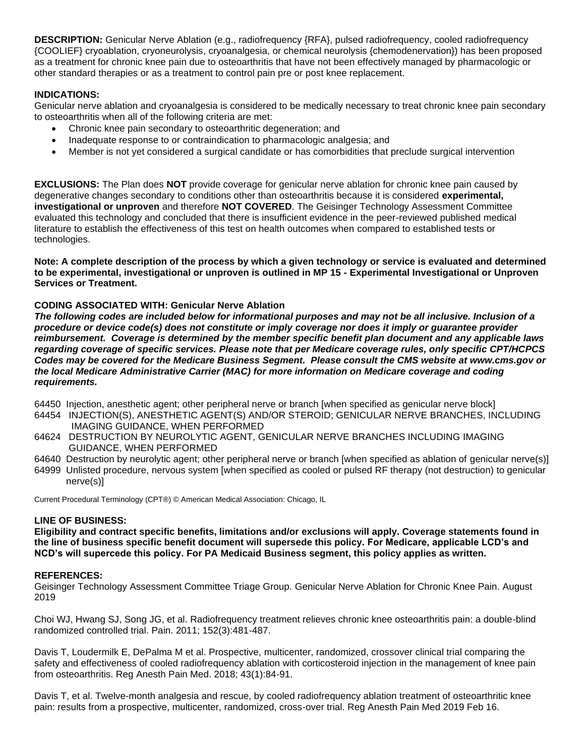**DESCRIPTION:** Genicular Nerve Ablation (e.g., radiofrequency {RFA}, pulsed radiofrequency, cooled radiofrequency {COOLIEF} cryoablation, cryoneurolysis, cryoanalgesia, or chemical neurolysis {chemodenervation}) has been proposed as a treatment for chronic knee pain due to osteoarthritis that have not been effectively managed by pharmacologic or other standard therapies or as a treatment to control pain pre or post knee replacement.

**INDICATIONS:**
Genicular nerve ablation and cryoanalgesia is considered to be medically necessary to treat chronic knee pain secondary to osteoarthritis when all of the following criteria are met:

- Chronic knee pain secondary to osteoarthritic degeneration; and
- Inadequate response to or contraindication to pharmacologic analgesia; and
- Member is not yet considered a surgical candidate or has comorbidities that preclude surgical intervention

**EXCLUSIONS:** The Plan does **NOT** provide coverage for genicular nerve ablation for chronic knee pain caused by degenerative changes secondary to conditions other than osteoarthritis because it is considered **experimental, investigational or unproven** and therefore **NOT COVERED**. The Geisinger Technology Assessment Committee evaluated this technology and concluded that there is insufficient evidence in the peer-reviewed published medical literature to establish the effectiveness of this test on health outcomes when compared to established tests or technologies.

**Note: A complete description of the process by which a given technology or service is evaluated and determined to be experimental, investigational or unproven is outlined in MP 15 - Experimental Investigational or Unproven Services or Treatment.**

**CODING ASSOCIATED WITH: Genicular Nerve Ablation**
***The following codes are included below for informational purposes and may not be all inclusive. Inclusion of a procedure or device code(s) does not constitute or imply coverage nor does it imply or guarantee provider reimbursement. Coverage is determined by the member specific benefit plan document and any applicable laws regarding coverage of specific services. Please note that per Medicare coverage rules, only specific CPT/HCPCS Codes may be covered for the Medicare Business Segment. Please consult the CMS website at www.cms.gov or the local Medicare Administrative Carrier (MAC) for more information on Medicare coverage and coding requirements.***

64450 Injection, anesthetic agent; other peripheral nerve or branch [when specified as genicular nerve block]
64454 INJECTION(S), ANESTHETIC AGENT(S) AND/OR STEROID; GENICULAR NERVE BRANCHES, INCLUDING IMAGING GUIDANCE, WHEN PERFORMED
64624 DESTRUCTION BY NEUROLYTIC AGENT, GENICULAR NERVE BRANCHES INCLUDING IMAGING GUIDANCE, WHEN PERFORMED
64640 Destruction by neurolytic agent; other peripheral nerve or branch [when specified as ablation of genicular nerve(s)]
64999 Unlisted procedure, nervous system [when specified as cooled or pulsed RF therapy (not destruction) to genicular nerve(s)]

Current Procedural Terminology (CPT®) © American Medical Association: Chicago, IL

**LINE OF BUSINESS:**
**Eligibility and contract specific benefits, limitations and/or exclusions will apply. Coverage statements found in the line of business specific benefit document will supersede this policy. For Medicare, applicable LCD's and NCD's will supercede this policy. For PA Medicaid Business segment, this policy applies as written.**

**REFERENCES:**
Geisinger Technology Assessment Committee Triage Group. Genicular Nerve Ablation for Chronic Knee Pain. August 2019

Choi WJ, Hwang SJ, Song JG, et al. Radiofrequency treatment relieves chronic knee osteoarthritis pain: a double-blind randomized controlled trial. Pain. 2011; 152(3):481-487.

Davis T, Loudermilk E, DePalma M et al. Prospective, multicenter, randomized, crossover clinical trial comparing the safety and effectiveness of cooled radiofrequency ablation with corticosteroid injection in the management of knee pain from osteoarthritis. Reg Anesth Pain Med. 2018; 43(1):84-91.

Davis T, et al. Twelve-month analgesia and rescue, by cooled radiofrequency ablation treatment of osteoarthritic knee pain: results from a prospective, multicenter, randomized, cross-over trial. Reg Anesth Pain Med 2019 Feb 16.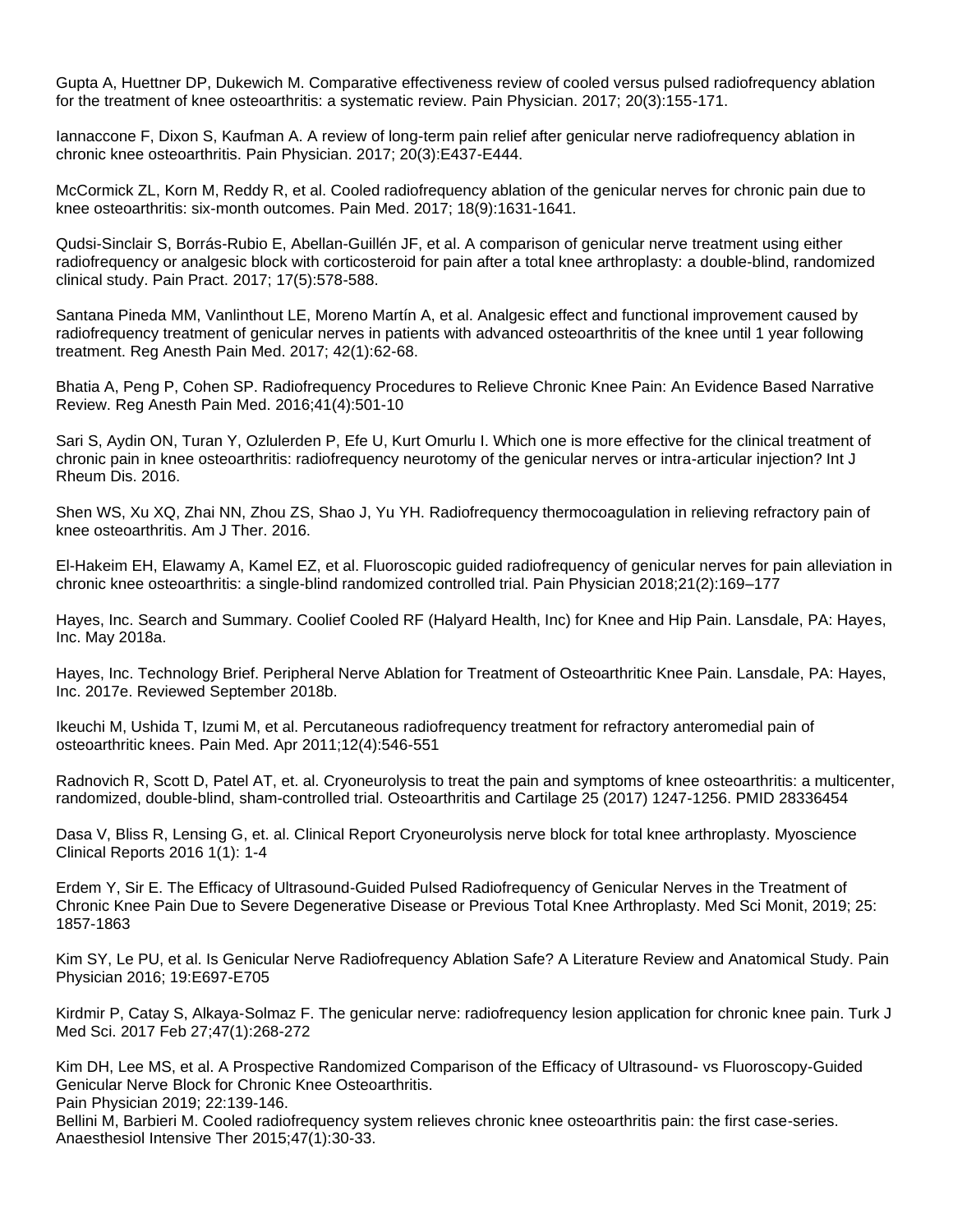Gupta A, Huettner DP, Dukewich M. Comparative effectiveness review of cooled versus pulsed radiofrequency ablation for the treatment of knee osteoarthritis: a systematic review. Pain Physician. 2017; 20(3):155-171.

Iannaccone F, Dixon S, Kaufman A. A review of long-term pain relief after genicular nerve radiofrequency ablation in chronic knee osteoarthritis. Pain Physician. 2017; 20(3):E437-E444.

McCormick ZL, Korn M, Reddy R, et al. Cooled radiofrequency ablation of the genicular nerves for chronic pain due to knee osteoarthritis: six-month outcomes. Pain Med. 2017; 18(9):1631-1641.

Qudsi-Sinclair S, Borrás-Rubio E, Abellan-Guillén JF, et al. A comparison of genicular nerve treatment using either radiofrequency or analgesic block with corticosteroid for pain after a total knee arthroplasty: a double-blind, randomized clinical study. Pain Pract. 2017; 17(5):578-588.

Santana Pineda MM, Vanlinthout LE, Moreno Martín A, et al. Analgesic effect and functional improvement caused by radiofrequency treatment of genicular nerves in patients with advanced osteoarthritis of the knee until 1 year following treatment. Reg Anesth Pain Med. 2017; 42(1):62-68.

Bhatia A, Peng P, Cohen SP. Radiofrequency Procedures to Relieve Chronic Knee Pain: An Evidence Based Narrative Review. Reg Anesth Pain Med. 2016;41(4):501-10

Sari S, Aydin ON, Turan Y, Ozlulerden P, Efe U, Kurt Omurlu I. Which one is more effective for the clinical treatment of chronic pain in knee osteoarthritis: radiofrequency neurotomy of the genicular nerves or intra-articular injection? Int J Rheum Dis. 2016.

Shen WS, Xu XQ, Zhai NN, Zhou ZS, Shao J, Yu YH. Radiofrequency thermocoagulation in relieving refractory pain of knee osteoarthritis. Am J Ther. 2016.

El-Hakeim EH, Elawamy A, Kamel EZ, et al. Fluoroscopic guided radiofrequency of genicular nerves for pain alleviation in chronic knee osteoarthritis: a single-blind randomized controlled trial. Pain Physician 2018;21(2):169–177

Hayes, Inc. Search and Summary. Coolief Cooled RF (Halyard Health, Inc) for Knee and Hip Pain. Lansdale, PA: Hayes, Inc. May 2018a.

Hayes, Inc. Technology Brief. Peripheral Nerve Ablation for Treatment of Osteoarthritic Knee Pain. Lansdale, PA: Hayes, Inc. 2017e. Reviewed September 2018b.

Ikeuchi M, Ushida T, Izumi M, et al. Percutaneous radiofrequency treatment for refractory anteromedial pain of osteoarthritic knees. Pain Med. Apr 2011;12(4):546-551

Radnovich R, Scott D, Patel AT, et. al. Cryoneurolysis to treat the pain and symptoms of knee osteoarthritis: a multicenter, randomized, double-blind, sham-controlled trial. Osteoarthritis and Cartilage 25 (2017) 1247-1256. PMID 28336454

Dasa V, Bliss R, Lensing G, et. al. Clinical Report Cryoneurolysis nerve block for total knee arthroplasty. Myoscience Clinical Reports 2016 1(1): 1-4

Erdem Y, Sir E. The Efficacy of Ultrasound-Guided Pulsed Radiofrequency of Genicular Nerves in the Treatment of Chronic Knee Pain Due to Severe Degenerative Disease or Previous Total Knee Arthroplasty. Med Sci Monit, 2019; 25: 1857-1863

Kim SY, Le PU, et al. Is Genicular Nerve Radiofrequency Ablation Safe? A Literature Review and Anatomical Study. Pain Physician 2016; 19:E697-E705

Kirdmir P, Catay S, Alkaya-Solmaz F. The genicular nerve: radiofrequency lesion application for chronic knee pain. Turk J Med Sci. 2017 Feb 27;47(1):268-272

Kim DH, Lee MS, et al. A Prospective Randomized Comparison of the Efficacy of Ultrasound- vs Fluoroscopy-Guided Genicular Nerve Block for Chronic Knee Osteoarthritis.
Pain Physician 2019; 22:139-146.

Bellini M, Barbieri M. Cooled radiofrequency system relieves chronic knee osteoarthritis pain: the first case-series. Anaesthesiol Intensive Ther 2015;47(1):30-33.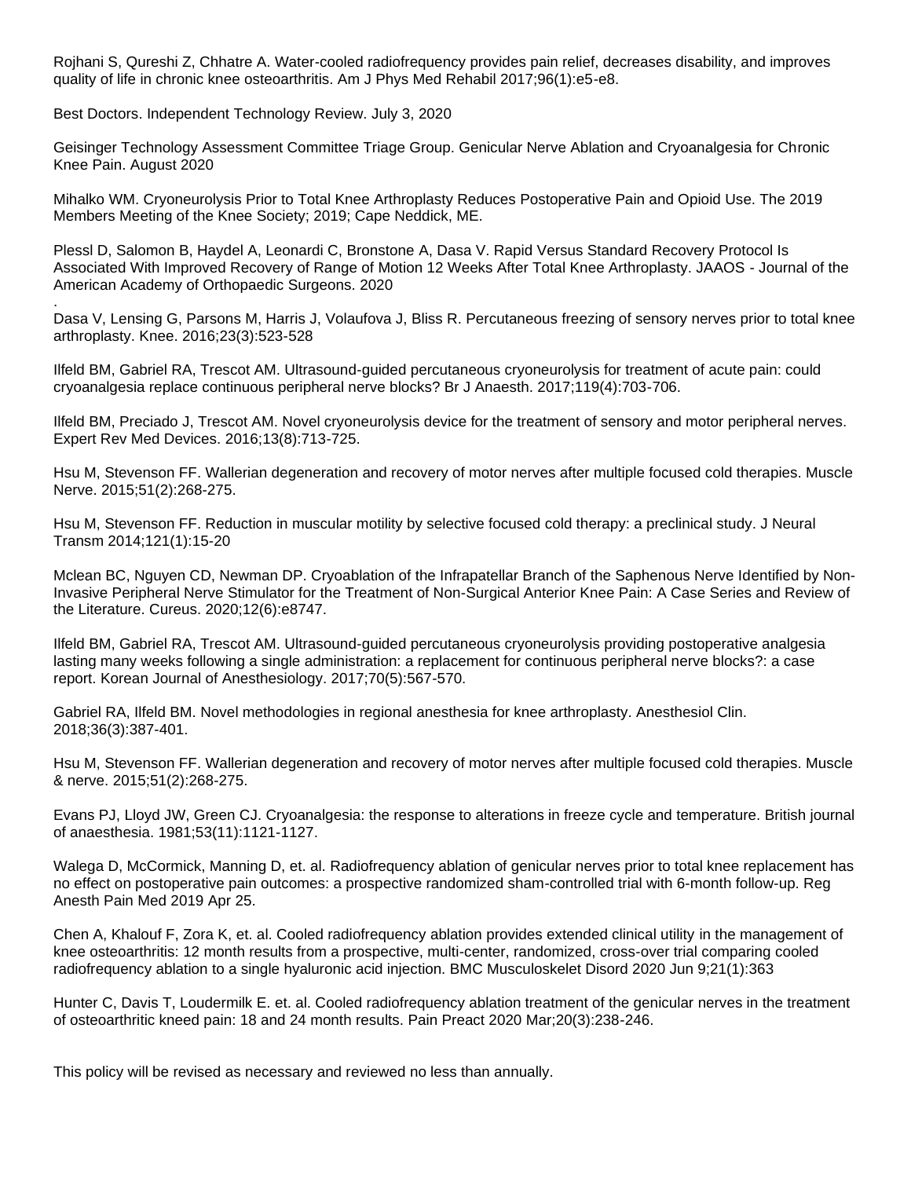Rojhani S, Qureshi Z, Chhatre A. Water-cooled radiofrequency provides pain relief, decreases disability, and improves quality of life in chronic knee osteoarthritis. Am J Phys Med Rehabil 2017;96(1):e5-e8.

Best Doctors. Independent Technology Review. July 3, 2020

Geisinger Technology Assessment Committee Triage Group. Genicular Nerve Ablation and Cryoanalgesia for Chronic Knee Pain. August 2020

Mihalko WM. Cryoneurolysis Prior to Total Knee Arthroplasty Reduces Postoperative Pain and Opioid Use. The 2019 Members Meeting of the Knee Society; 2019; Cape Neddick, ME.

Plessl D, Salomon B, Haydel A, Leonardi C, Bronstone A, Dasa V. Rapid Versus Standard Recovery Protocol Is Associated With Improved Recovery of Range of Motion 12 Weeks After Total Knee Arthroplasty. JAAOS - Journal of the American Academy of Orthopaedic Surgeons. 2020

.

Dasa V, Lensing G, Parsons M, Harris J, Volaufova J, Bliss R. Percutaneous freezing of sensory nerves prior to total knee arthroplasty. Knee. 2016;23(3):523-528

Ilfeld BM, Gabriel RA, Trescot AM. Ultrasound-guided percutaneous cryoneurolysis for treatment of acute pain: could cryoanalgesia replace continuous peripheral nerve blocks? Br J Anaesth. 2017;119(4):703-706.

Ilfeld BM, Preciado J, Trescot AM. Novel cryoneurolysis device for the treatment of sensory and motor peripheral nerves. Expert Rev Med Devices. 2016;13(8):713-725.

Hsu M, Stevenson FF. Wallerian degeneration and recovery of motor nerves after multiple focused cold therapies. Muscle Nerve. 2015;51(2):268-275.

Hsu M, Stevenson FF. Reduction in muscular motility by selective focused cold therapy: a preclinical study. J Neural Transm 2014;121(1):15-20

Mclean BC, Nguyen CD, Newman DP. Cryoablation of the Infrapatellar Branch of the Saphenous Nerve Identified by Non-Invasive Peripheral Nerve Stimulator for the Treatment of Non-Surgical Anterior Knee Pain: A Case Series and Review of the Literature. Cureus. 2020;12(6):e8747.

Ilfeld BM, Gabriel RA, Trescot AM. Ultrasound-guided percutaneous cryoneurolysis providing postoperative analgesia lasting many weeks following a single administration: a replacement for continuous peripheral nerve blocks?: a case report. Korean Journal of Anesthesiology. 2017;70(5):567-570.

Gabriel RA, Ilfeld BM. Novel methodologies in regional anesthesia for knee arthroplasty. Anesthesiol Clin. 2018;36(3):387-401.

Hsu M, Stevenson FF. Wallerian degeneration and recovery of motor nerves after multiple focused cold therapies. Muscle & nerve. 2015;51(2):268-275.

Evans PJ, Lloyd JW, Green CJ. Cryoanalgesia: the response to alterations in freeze cycle and temperature. British journal of anaesthesia. 1981;53(11):1121-1127.

Walega D, McCormick, Manning D, et. al. Radiofrequency ablation of genicular nerves prior to total knee replacement has no effect on postoperative pain outcomes: a prospective randomized sham-controlled trial with 6-month follow-up. Reg Anesth Pain Med 2019 Apr 25.

Chen A, Khalouf F, Zora K, et. al. Cooled radiofrequency ablation provides extended clinical utility in the management of knee osteoarthritis: 12 month results from a prospective, multi-center, randomized, cross-over trial comparing cooled radiofrequency ablation to a single hyaluronic acid injection. BMC Musculoskelet Disord 2020 Jun 9;21(1):363

Hunter C, Davis T, Loudermilk E. et. al. Cooled radiofrequency ablation treatment of the genicular nerves in the treatment of osteoarthritic kneed pain: 18 and 24 month results. Pain Preact 2020 Mar;20(3):238-246.

This policy will be revised as necessary and reviewed no less than annually.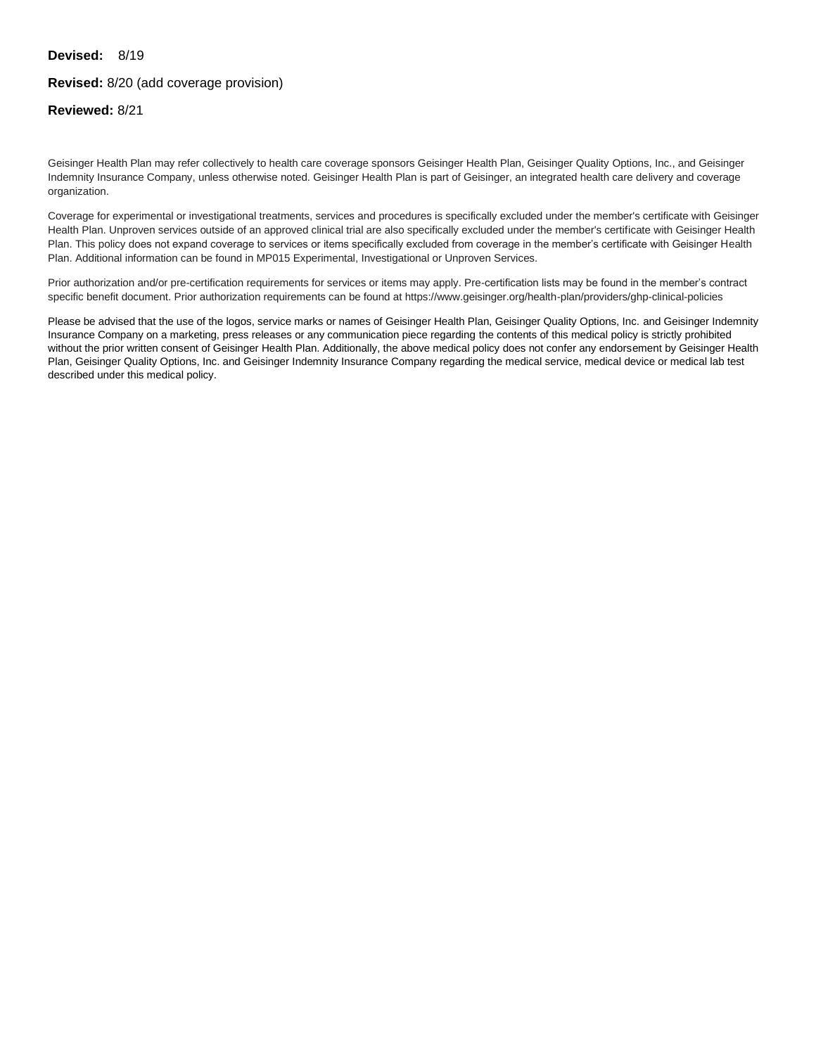**Devised:** 8/19

**Revised:** 8/20 (add coverage provision)

**Reviewed:** 8/21

Geisinger Health Plan may refer collectively to health care coverage sponsors Geisinger Health Plan, Geisinger Quality Options, Inc., and Geisinger Indemnity Insurance Company, unless otherwise noted. Geisinger Health Plan is part of Geisinger, an integrated health care delivery and coverage organization.

Coverage for experimental or investigational treatments, services and procedures is specifically excluded under the member's certificate with Geisinger Health Plan. Unproven services outside of an approved clinical trial are also specifically excluded under the member's certificate with Geisinger Health Plan. This policy does not expand coverage to services or items specifically excluded from coverage in the member's certificate with Geisinger Health Plan. Additional information can be found in MP015 Experimental, Investigational or Unproven Services.

Prior authorization and/or pre-certification requirements for services or items may apply. Pre-certification lists may be found in the member's contract specific benefit document. Prior authorization requirements can be found at https://www.geisinger.org/health-plan/providers/ghp-clinical-policies

Please be advised that the use of the logos, service marks or names of Geisinger Health Plan, Geisinger Quality Options, Inc. and Geisinger Indemnity Insurance Company on a marketing, press releases or any communication piece regarding the contents of this medical policy is strictly prohibited without the prior written consent of Geisinger Health Plan. Additionally, the above medical policy does not confer any endorsement by Geisinger Health Plan, Geisinger Quality Options, Inc. and Geisinger Indemnity Insurance Company regarding the medical service, medical device or medical lab test described under this medical policy.